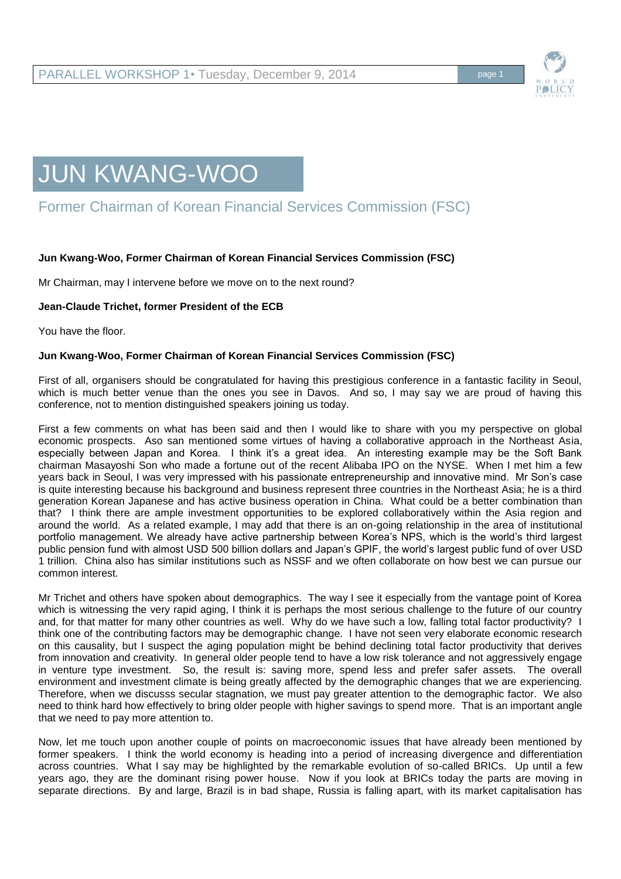# JUN KWANG-WOO

## Former Chairman of Korean Financial Services Commission (FSC)

**Jun Kwang-Woo, Former Chairman of Korean Financial Services Commission (FSC)**

Mr Chairman, may I intervene before we move on to the next round?

**Jean-Claude Trichet, former President of the ECB**

You have the floor.

**Jun Kwang-Woo, Former Chairman of Korean Financial Services Commission (FSC)**

First of all, organisers should be congratulated for having this prestigious conference in a fantastic facility in Seoul, which is much better venue than the ones you see in Davos. And so, I may say we are proud of having this conference, not to mention distinguished speakers joining us today.

First a few comments on what has been said and then I would like to share with you my perspective on global economic prospects. Aso san mentioned some virtues of having a collaborative approach in the Northeast Asia, especially between Japan and Korea. I think it's a great idea. An interesting example may be the Soft Bank chairman Masayoshi Son who made a fortune out of the recent Alibaba IPO on the NYSE. When I met him a few years back in Seoul, I was very impressed with his passionate entrepreneurship and innovative mind. Mr Son's case is quite interesting because his background and business represent three countries in the Northeast Asia; he is a third generation Korean Japanese and has active business operation in China. What could be a better combination than that? I think there are ample investment opportunities to be explored collaboratively within the Asia region and around the world. As a related example, I may add that there is an on-going relationship in the area of institutional portfolio management. We already have active partnership between Korea's NPS, which is the world's third largest public pension fund with almost USD 500 billion dollars and Japan's GPIF, the world's largest public fund of over USD 1 trillion. China also has similar institutions such as NSSF and we often collaborate on how best we can pursue our common interest.

Mr Trichet and others have spoken about demographics. The way I see it especially from the vantage point of Korea which is witnessing the very rapid aging, I think it is perhaps the most serious challenge to the future of our country and, for that matter for many other countries as well. Why do we have such a low, falling total factor productivity? I think one of the contributing factors may be demographic change. I have not seen very elaborate economic research on this causality, but I suspect the aging population might be behind declining total factor productivity that derives from innovation and creativity. In general older people tend to have a low risk tolerance and not aggressively engage in venture type investment. So, the result is: saving more, spend less and prefer safer assets. The overall environment and investment climate is being greatly affected by the demographic changes that we are experiencing. Therefore, when we discusss secular stagnation, we must pay greater attention to the demographic factor. We also need to think hard how effectively to bring older people with higher savings to spend more. That is an important angle that we need to pay more attention to.

Now, let me touch upon another couple of points on macroeconomic issues that have already been mentioned by former speakers. I think the world economy is heading into a period of increasing divergence and differentiation across countries. What I say may be highlighted by the remarkable evolution of so-called BRICs. Up until a few years ago, they are the dominant rising power house. Now if you look at BRICs today the parts are moving in separate directions. By and large, Brazil is in bad shape, Russia is falling apart, with its market capitalisation has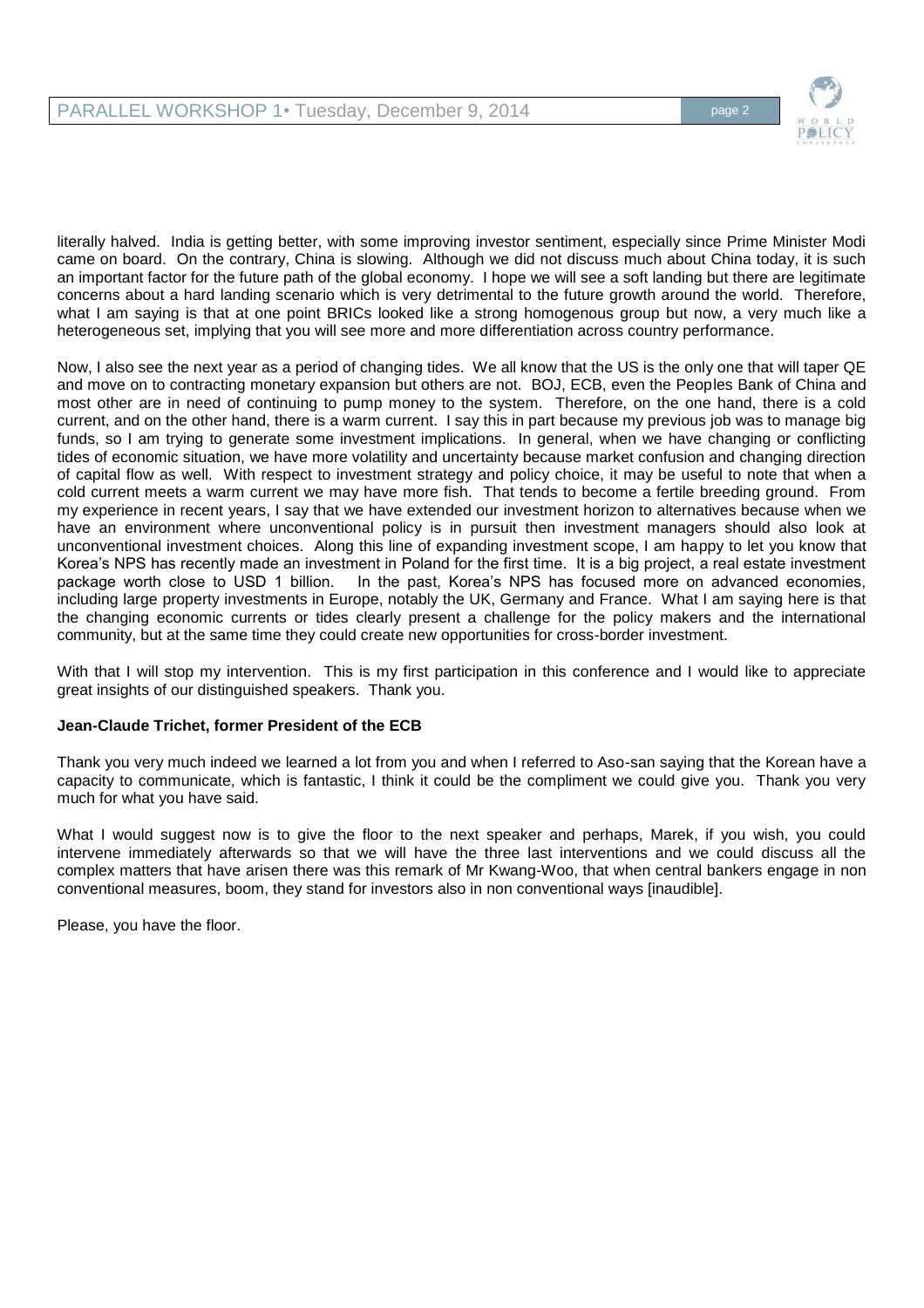literally halved. India is getting better, with some improving investor sentiment, especially since Prime Minister Modi came on board. On the contrary, China is slowing. Although we did not discuss much about China today, it is such an important factor for the future path of the global economy. I hope we will see a soft landing but there are legitimate concerns about a hard landing scenario which is very detrimental to the future growth around the world. Therefore, what I am saying is that at one point BRICs looked like a strong homogenous group but now, a very much like a heterogeneous set, implying that you will see more and more differentiation across country performance.

Now, I also see the next year as a period of changing tides. We all know that the US is the only one that will taper QE and move on to contracting monetary expansion but others are not. BOJ, ECB, even the Peoples Bank of China and most other are in need of continuing to pump money to the system. Therefore, on the one hand, there is a cold current, and on the other hand, there is a warm current. I say this in part because my previous job was to manage big funds, so I am trying to generate some investment implications. In general, when we have changing or conflicting tides of economic situation, we have more volatility and uncertainty because market confusion and changing direction of capital flow as well. With respect to investment strategy and policy choice, it may be useful to note that when a cold current meets a warm current we may have more fish. That tends to become a fertile breeding ground. From my experience in recent years, I say that we have extended our investment horizon to alternatives because when we have an environment where unconventional policy is in pursuit then investment managers should also look at unconventional investment choices. Along this line of expanding investment scope, I am happy to let you know that Korea's NPS has recently made an investment in Poland for the first time. It is a big project, a real estate investment package worth close to USD 1 billion. In the past, Korea's NPS has focused more on advanced economies, including large property investments in Europe, notably the UK, Germany and France. What I am saying here is that the changing economic currents or tides clearly present a challenge for the policy makers and the international community, but at the same time they could create new opportunities for cross-border investment.

With that I will stop my intervention. This is my first participation in this conference and I would like to appreciate great insights of our distinguished speakers. Thank you.

**Jean-Claude Trichet, former President of the ECB**

Thank you very much indeed we learned a lot from you and when I referred to Aso-san saying that the Korean have a capacity to communicate, which is fantastic, I think it could be the compliment we could give you. Thank you very much for what you have said.

What I would suggest now is to give the floor to the next speaker and perhaps, Marek, if you wish, you could intervene immediately afterwards so that we will have the three last interventions and we could discuss all the complex matters that have arisen there was this remark of Mr Kwang-Woo, that when central bankers engage in non conventional measures, boom, they stand for investors also in non conventional ways [inaudible].

Please, you have the floor.